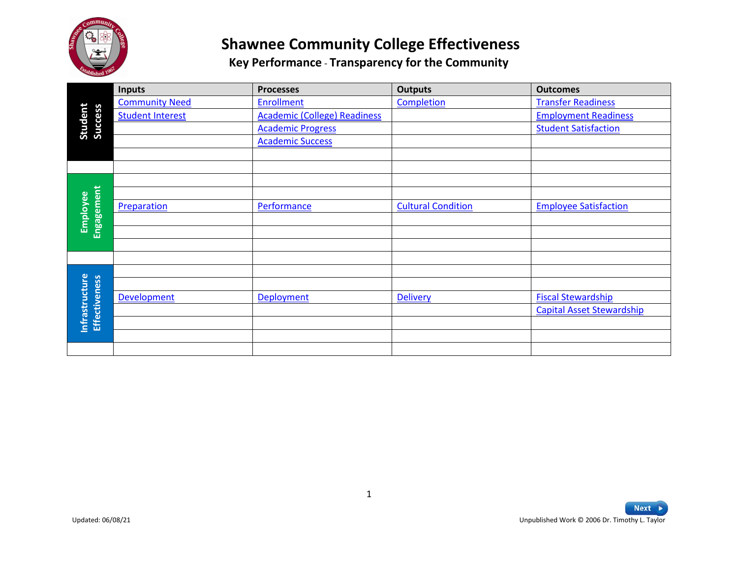# Shawnee Community College Effectiveness

## Key Performance - Transparency for the Community

| | Inputs | Processes | Outputs | Outcomes |
|---|---|---|---|---|
| Student Success | Community Need | Enrollment | Completion | Transfer Readiness |
| | Student Interest | Academic (College) Readiness | | Employment Readiness |
| | | Academic Progress | | Student Satisfaction |
| | | Academic Success | | |
| | | | | |
| | | | | |
| Employee Engagement | | | | |
| | | | | |
| | Preparation | Performance | Cultural Condition | Employee Satisfaction |
| | | | | |
| | | | | |
| | | | | |
| | | | | |
| Infrastructure Effectiveness | | | | |
| | | | | |
| | Development | Deployment | Delivery | Fiscal Stewardship |
| | | | | Capital Asset Stewardship |
| | | | | |
| | | | | |
| | | | | |

Next

Updated: 06/08/21

Unpublished Work © 2006 Dr. Timothy L. Taylor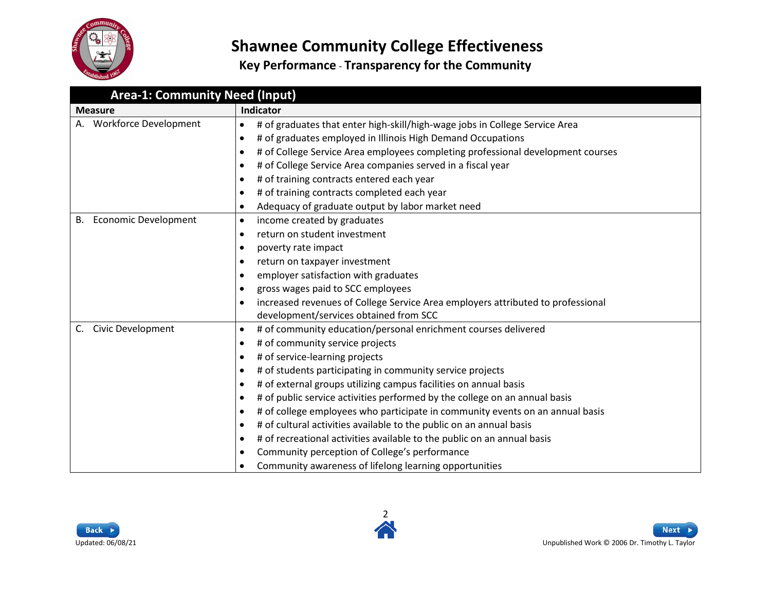# Shawnee Community College Effectiveness

## Key Performance - Transparency for the Community

| Area-1: Community Need (Input) | |
|---|---|
| **Measure** | **Indicator** |
| A. Workforce Development | • # of graduates that enter high-skill/high-wage jobs in College Service Area<br>• # of graduates employed in Illinois High Demand Occupations<br>• # of College Service Area employees completing professional development courses<br>• # of College Service Area companies served in a fiscal year<br>• # of training contracts entered each year<br>• # of training contracts completed each year<br>• Adequacy of graduate output by labor market need |
| B. Economic Development | • income created by graduates<br>• return on student investment<br>• poverty rate impact<br>• return on taxpayer investment<br>• employer satisfaction with graduates<br>• gross wages paid to SCC employees<br>• increased revenues of College Service Area employers attributed to professional development/services obtained from SCC |
| C. Civic Development | • # of community education/personal enrichment courses delivered<br>• # of community service projects<br>• # of service-learning projects<br>• # of students participating in community service projects<br>• # of external groups utilizing campus facilities on annual basis<br>• # of public service activities performed by the college on an annual basis<br>• # of college employees who participate in community events on an annual basis<br>• # of cultural activities available to the public on an annual basis<br>• # of recreational activities available to the public on an annual basis<br>• Community perception of College's performance<br>• Community awareness of lifelong learning opportunities |

Updated: 06/08/21

Unpublished Work © 2006 Dr. Timothy L. Taylor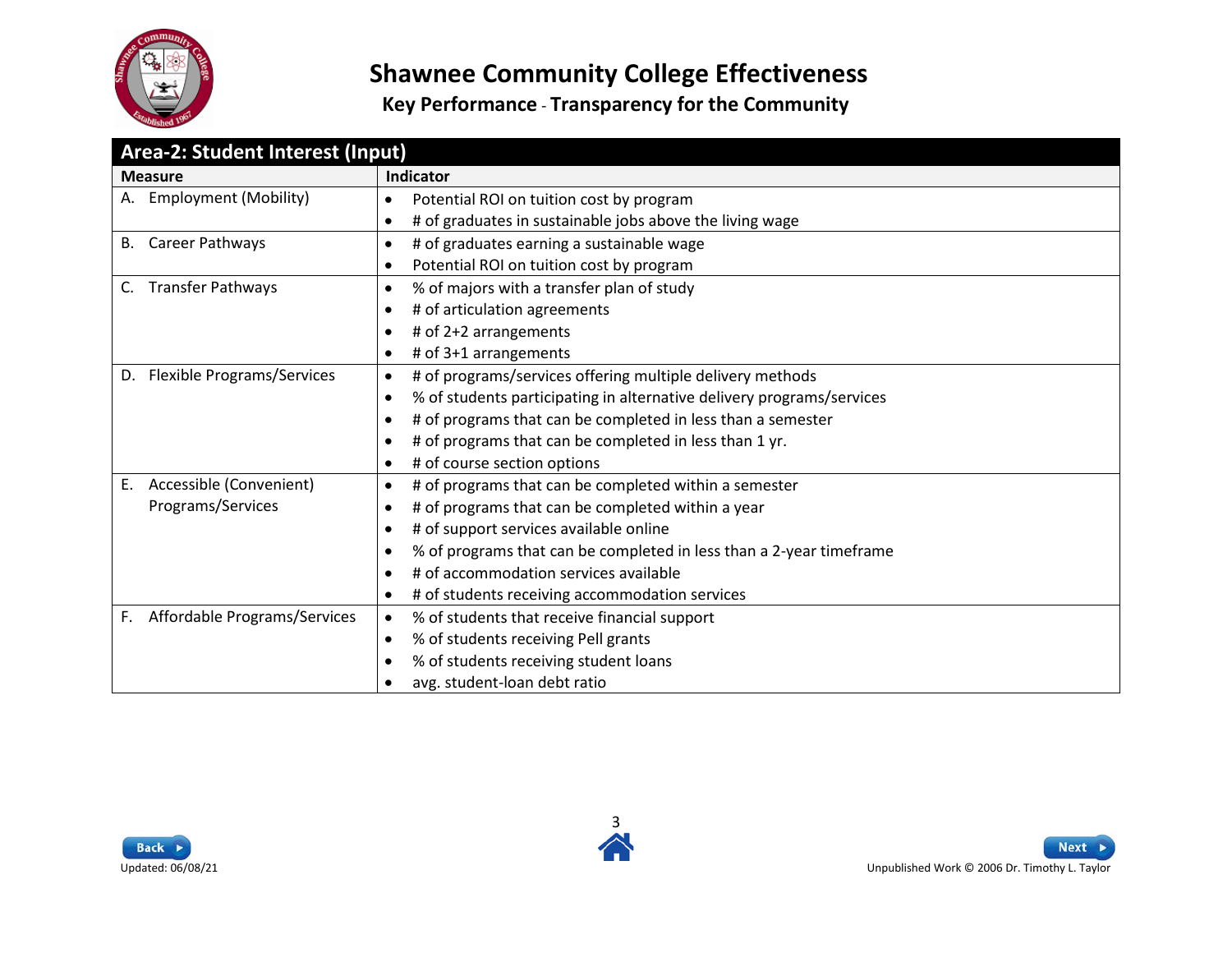# Shawnee Community College Effectiveness

## Key Performance - Transparency for the Community

| Area-2: Student Interest (Input) | |
|---|---|
| **Measure** | **Indicator** |
| A. Employment (Mobility) | • Potential ROI on tuition cost by program<br>• # of graduates in sustainable jobs above the living wage |
| B. Career Pathways | • # of graduates earning a sustainable wage<br>• Potential ROI on tuition cost by program |
| C. Transfer Pathways | • % of majors with a transfer plan of study<br>• # of articulation agreements<br>• # of 2+2 arrangements<br>• # of 3+1 arrangements |
| D. Flexible Programs/Services | • # of programs/services offering multiple delivery methods<br>• % of students participating in alternative delivery programs/services<br>• # of programs that can be completed in less than a semester<br>• # of programs that can be completed in less than 1 yr.<br>• # of course section options |
| E. Accessible (Convenient) Programs/Services | • # of programs that can be completed within a semester<br>• # of programs that can be completed within a year<br>• # of support services available online<br>• % of programs that can be completed in less than a 2-year timeframe<br>• # of accommodation services available<br>• # of students receiving accommodation services |
| F. Affordable Programs/Services | • % of students that receive financial support<br>• % of students receiving Pell grants<br>• % of students receiving student loans<br>• avg. student-loan debt ratio |

Updated: 06/08/21

Unpublished Work © 2006 Dr. Timothy L. Taylor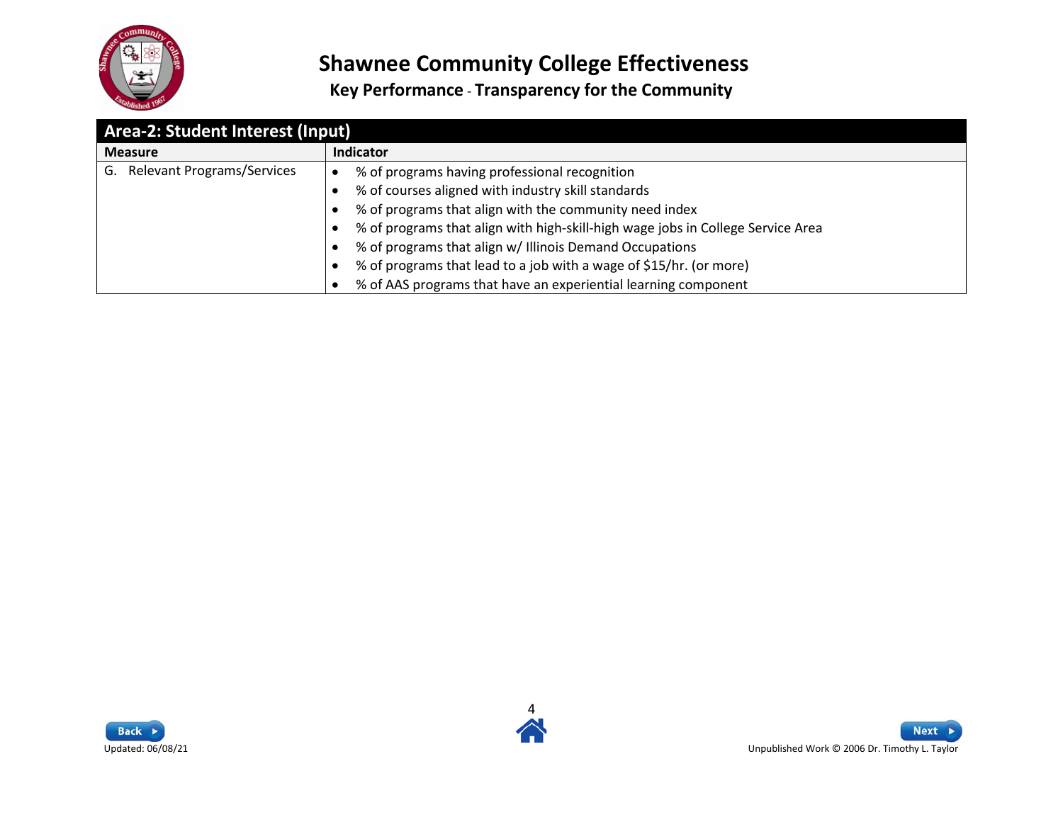# Shawnee Community College Effectiveness

## Key Performance - Transparency for the Community

| Area-2: Student Interest (Input) | |
|---|---|
| **Measure** | **Indicator** |
| G. Relevant Programs/Services | • % of programs having professional recognition<br>• % of courses aligned with industry skill standards<br>• % of programs that align with the community need index<br>• % of programs that align with high-skill-high wage jobs in College Service Area<br>• % of programs that align w/ Illinois Demand Occupations<br>• % of programs that lead to a job with a wage of $15/hr. (or more)<br>• % of AAS programs that have an experiential learning component |

Updated: 06/08/21

Unpublished Work © 2006 Dr. Timothy L. Taylor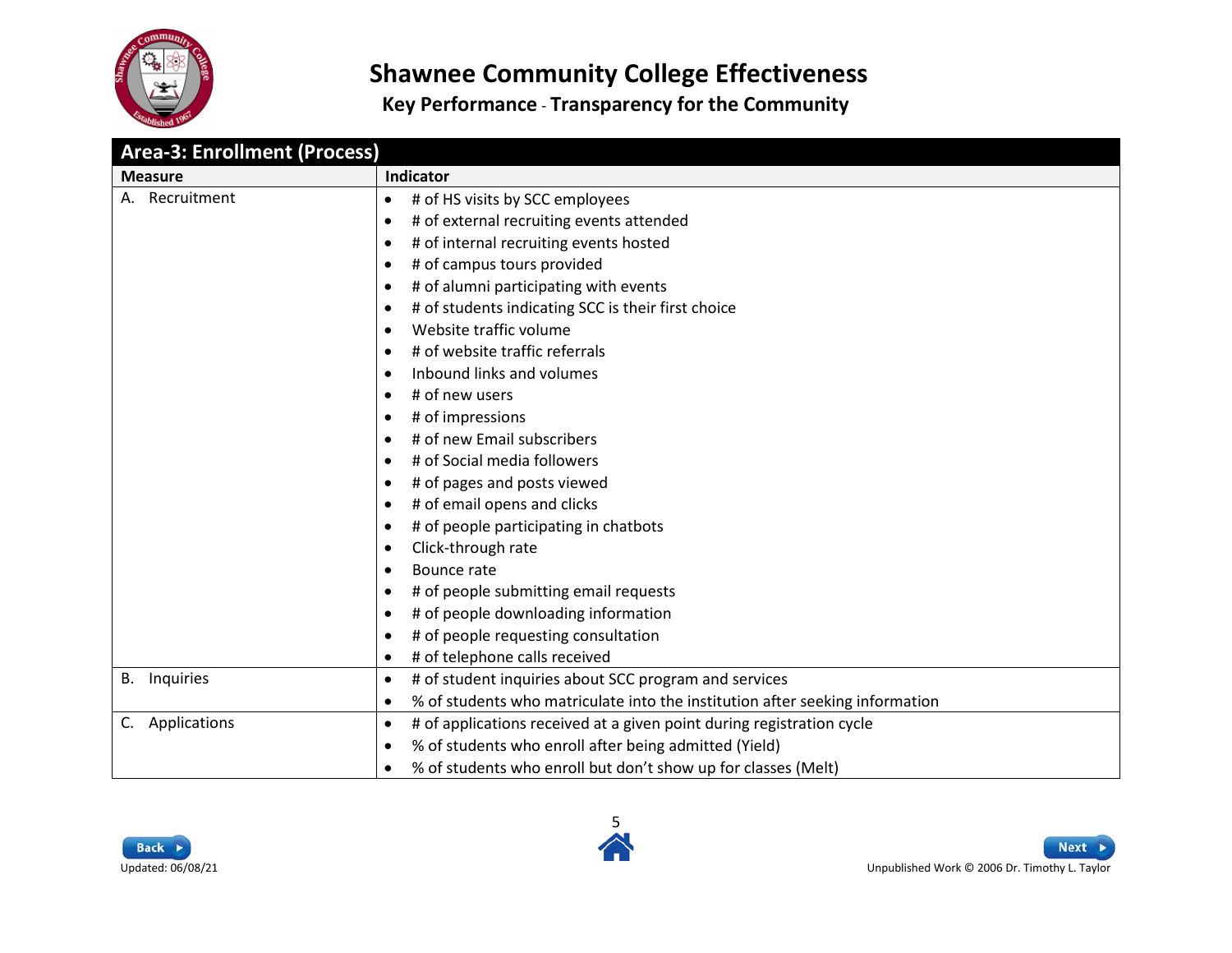# Shawnee Community College Effectiveness

**Key Performance - Transparency for the Community**

| Area-3: Enrollment (Process) | |
|---|---|
| **Measure** | **Indicator** |
| A. Recruitment | • # of HS visits by SCC employees<br>• # of external recruiting events attended<br>• # of internal recruiting events hosted<br>• # of campus tours provided<br>• # of alumni participating with events<br>• # of students indicating SCC is their first choice<br>• Website traffic volume<br>• # of website traffic referrals<br>• Inbound links and volumes<br>• # of new users<br>• # of impressions<br>• # of new Email subscribers<br>• # of Social media followers<br>• # of pages and posts viewed<br>• # of email opens and clicks<br>• # of people participating in chatbots<br>• Click-through rate<br>• Bounce rate<br>• # of people submitting email requests<br>• # of people downloading information<br>• # of people requesting consultation<br>• # of telephone calls received |
| B. Inquiries | • # of student inquiries about SCC program and services<br>• % of students who matriculate into the institution after seeking information |
| C. Applications | • # of applications received at a given point during registration cycle<br>• % of students who enroll after being admitted (Yield)<br>• % of students who enroll but don't show up for classes (Melt) |

Updated: 06/08/21

Unpublished Work © 2006 Dr. Timothy L. Taylor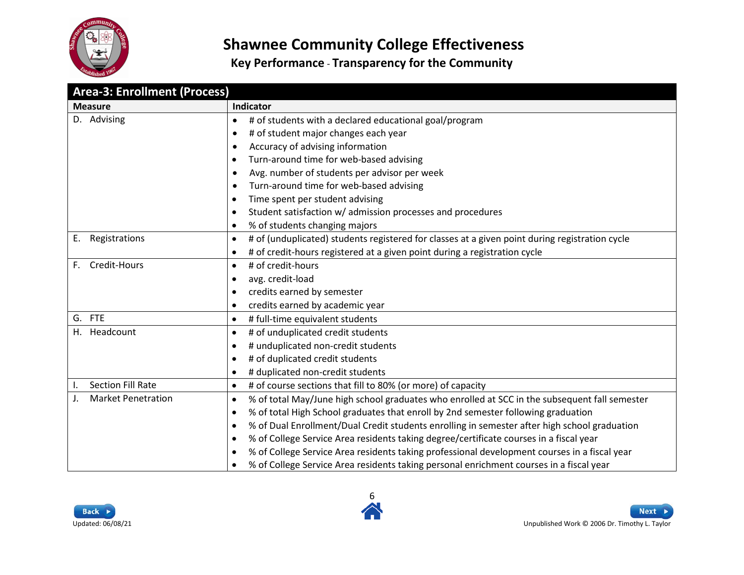# Shawnee Community College Effectiveness

**Key Performance - Transparency for the Community**

## Area-3: Enrollment (Process)

| Measure | Indicator |
|---|---|
| D. Advising | • # of students with a declared educational goal/program<br>• # of student major changes each year<br>• Accuracy of advising information<br>• Turn-around time for web-based advising<br>• Avg. number of students per advisor per week<br>• Turn-around time for web-based advising<br>• Time spent per student advising<br>• Student satisfaction w/ admission processes and procedures<br>• % of students changing majors |
| E. Registrations | • # of (unduplicated) students registered for classes at a given point during registration cycle<br>• # of credit-hours registered at a given point during a registration cycle |
| F. Credit-Hours | • # of credit-hours<br>• avg. credit-load<br>• credits earned by semester<br>• credits earned by academic year |
| G. FTE | • # full-time equivalent students |
| H. Headcount | • # of unduplicated credit students<br>• # unduplicated non-credit students<br>• # of duplicated credit students<br>• # duplicated non-credit students |
| I. Section Fill Rate | • # of course sections that fill to 80% (or more) of capacity |
| J. Market Penetration | • % of total May/June high school graduates who enrolled at SCC in the subsequent fall semester<br>• % of total High School graduates that enroll by 2nd semester following graduation<br>• % of Dual Enrollment/Dual Credit students enrolling in semester after high school graduation<br>• % of College Service Area residents taking degree/certificate courses in a fiscal year<br>• % of College Service Area residents taking professional development courses in a fiscal year<br>• % of College Service Area residents taking personal enrichment courses in a fiscal year |

Updated: 06/08/21

Unpublished Work © 2006 Dr. Timothy L. Taylor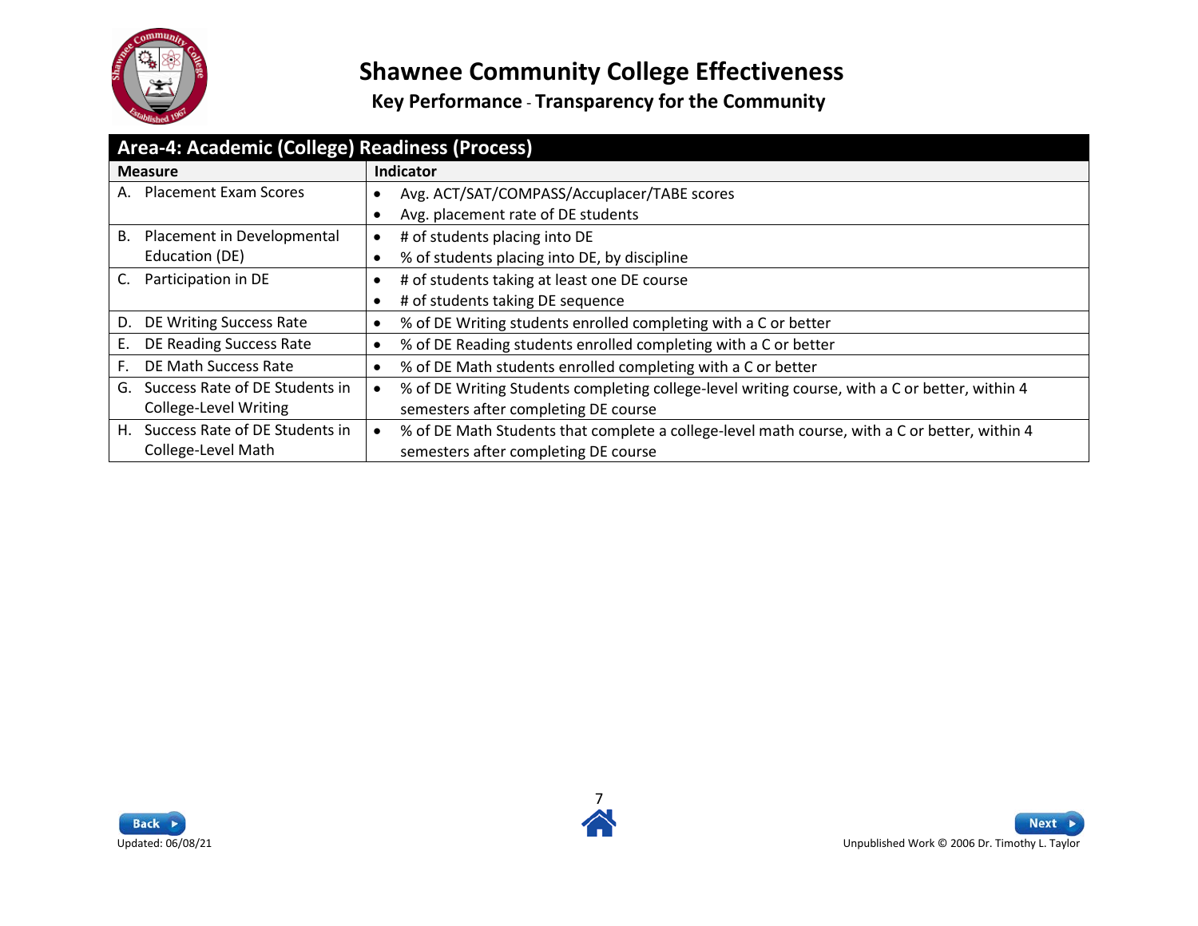# Shawnee Community College Effectiveness

## Key Performance - Transparency for the Community

| Area-4: Academic (College) Readiness (Process) | |
|---|---|
| **Measure** | **Indicator** |
| A. Placement Exam Scores | • Avg. ACT/SAT/COMPASS/Accuplacer/TABE scores<br>• Avg. placement rate of DE students |
| B. Placement in Developmental Education (DE) | • # of students placing into DE<br>• % of students placing into DE, by discipline |
| C. Participation in DE | • # of students taking at least one DE course<br>• # of students taking DE sequence |
| D. DE Writing Success Rate | • % of DE Writing students enrolled completing with a C or better |
| E. DE Reading Success Rate | • % of DE Reading students enrolled completing with a C or better |
| F. DE Math Success Rate | • % of DE Math students enrolled completing with a C or better |
| G. Success Rate of DE Students in College-Level Writing | • % of DE Writing Students completing college-level writing course, with a C or better, within 4 semesters after completing DE course |
| H. Success Rate of DE Students in College-Level Math | • % of DE Math Students that complete a college-level math course, with a C or better, within 4 semesters after completing DE course |

Updated: 06/08/21

Unpublished Work © 2006 Dr. Timothy L. Taylor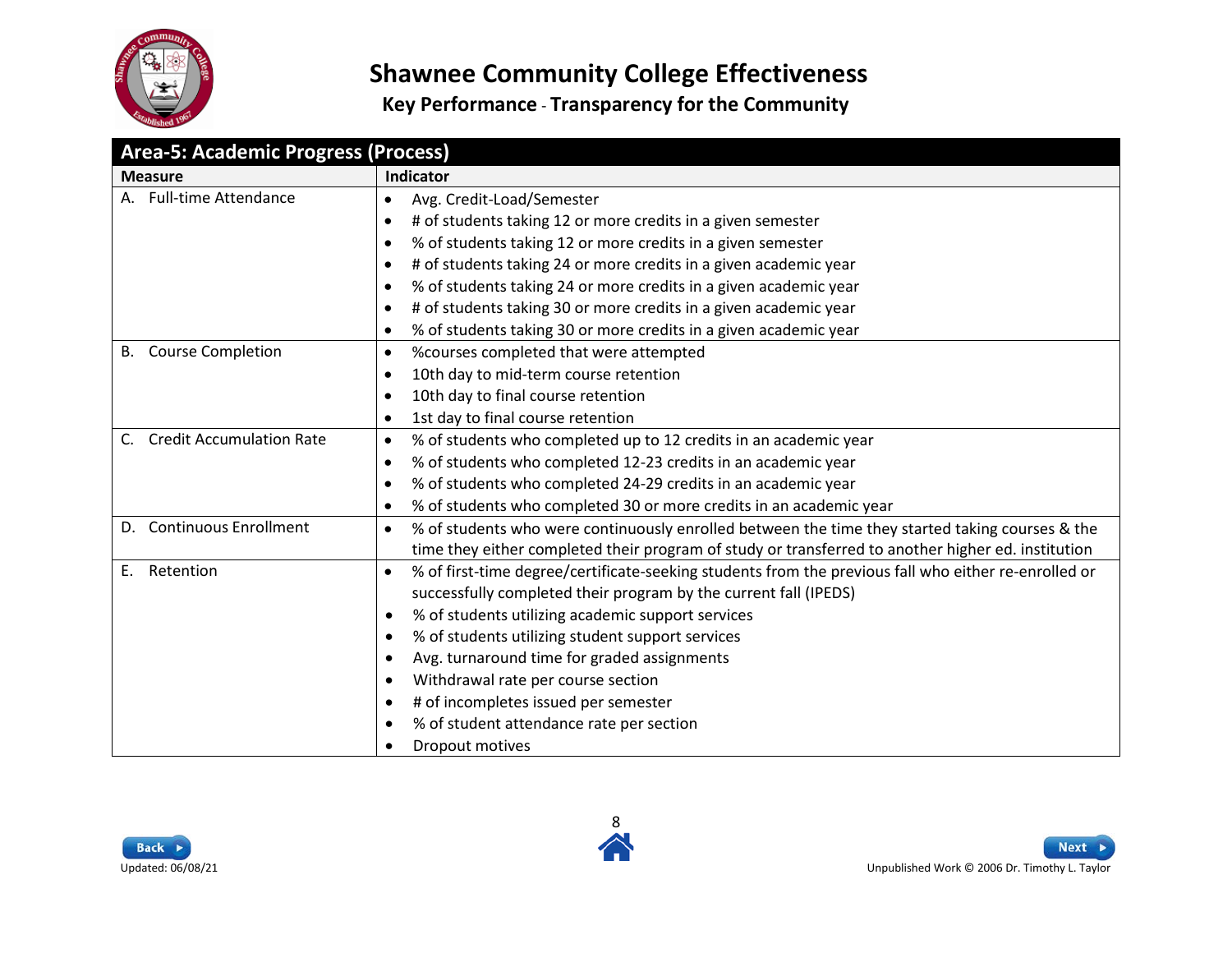# Shawnee Community College Effectiveness

## Key Performance - Transparency for the Community

| Area-5: Academic Progress (Process) | |
|---|---|
| **Measure** | **Indicator** |
| A. Full-time Attendance | • Avg. Credit-Load/Semester<br>• # of students taking 12 or more credits in a given semester<br>• % of students taking 12 or more credits in a given semester<br>• # of students taking 24 or more credits in a given academic year<br>• % of students taking 24 or more credits in a given academic year<br>• # of students taking 30 or more credits in a given academic year<br>• % of students taking 30 or more credits in a given academic year |
| B. Course Completion | • %courses completed that were attempted<br>• 10th day to mid-term course retention<br>• 10th day to final course retention<br>• 1st day to final course retention |
| C. Credit Accumulation Rate | • % of students who completed up to 12 credits in an academic year<br>• % of students who completed 12-23 credits in an academic year<br>• % of students who completed 24-29 credits in an academic year<br>• % of students who completed 30 or more credits in an academic year |
| D. Continuous Enrollment | • % of students who were continuously enrolled between the time they started taking courses & the time they either completed their program of study or transferred to another higher ed. institution |
| E. Retention | • % of first-time degree/certificate-seeking students from the previous fall who either re-enrolled or successfully completed their program by the current fall (IPEDS)<br>• % of students utilizing academic support services<br>• % of students utilizing student support services<br>• Avg. turnaround time for graded assignments<br>• Withdrawal rate per course section<br>• # of incompletes issued per semester<br>• % of student attendance rate per section<br>• Dropout motives |

Updated: 06/08/21

Unpublished Work © 2006 Dr. Timothy L. Taylor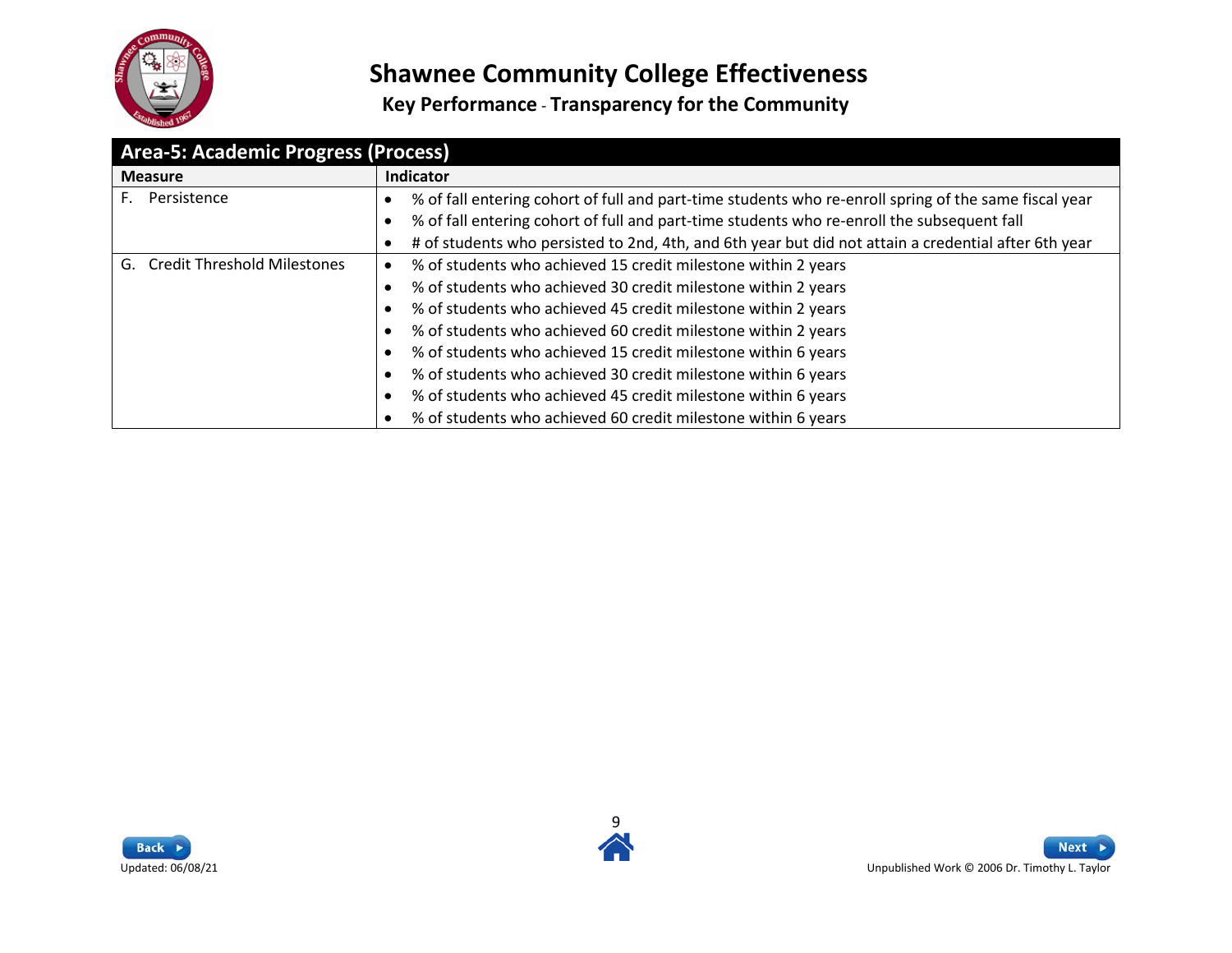# Shawnee Community College Effectiveness

## Key Performance - Transparency for the Community

| Area-5: Academic Progress (Process) | |
|---|---|
| **Measure** | **Indicator** |
| F. Persistence | • % of fall entering cohort of full and part-time students who re-enroll spring of the same fiscal year<br>• % of fall entering cohort of full and part-time students who re-enroll the subsequent fall<br>• # of students who persisted to 2nd, 4th, and 6th year but did not attain a credential after 6th year |
| G. Credit Threshold Milestones | • % of students who achieved 15 credit milestone within 2 years<br>• % of students who achieved 30 credit milestone within 2 years<br>• % of students who achieved 45 credit milestone within 2 years<br>• % of students who achieved 60 credit milestone within 2 years<br>• % of students who achieved 15 credit milestone within 6 years<br>• % of students who achieved 30 credit milestone within 6 years<br>• % of students who achieved 45 credit milestone within 6 years<br>• % of students who achieved 60 credit milestone within 6 years |

Updated: 06/08/21

Unpublished Work © 2006 Dr. Timothy L. Taylor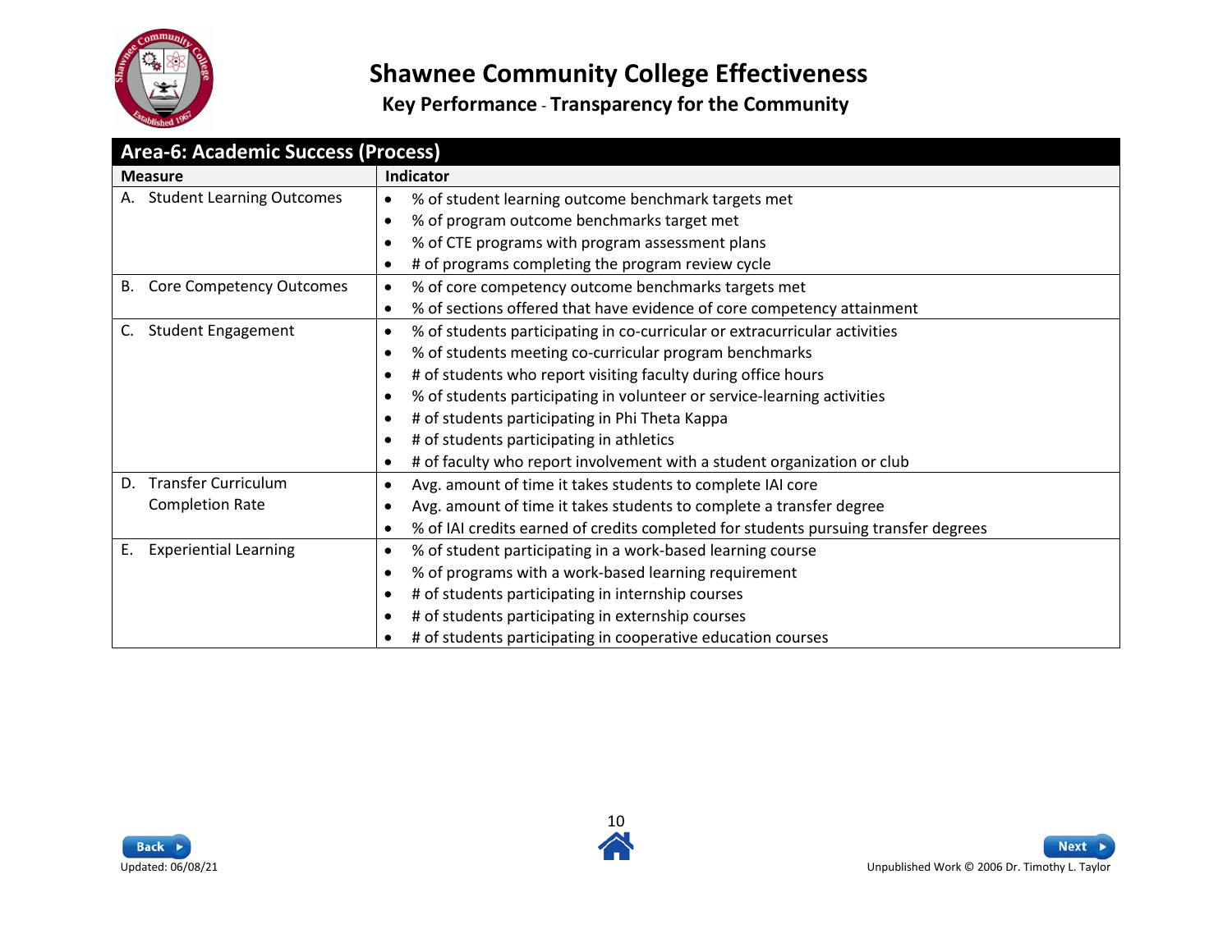# Shawnee Community College Effectiveness

## Key Performance - Transparency for the Community

| Area-6: Academic Success (Process) | |
|---|---|
| **Measure** | **Indicator** |
| A. Student Learning Outcomes | • % of student learning outcome benchmark targets met<br>• % of program outcome benchmarks target met<br>• % of CTE programs with program assessment plans<br>• # of programs completing the program review cycle |
| B. Core Competency Outcomes | • % of core competency outcome benchmarks targets met<br>• % of sections offered that have evidence of core competency attainment |
| C. Student Engagement | • % of students participating in co-curricular or extracurricular activities<br>• % of students meeting co-curricular program benchmarks<br>• # of students who report visiting faculty during office hours<br>• % of students participating in volunteer or service-learning activities<br>• # of students participating in Phi Theta Kappa<br>• # of students participating in athletics<br>• # of faculty who report involvement with a student organization or club |
| D. Transfer Curriculum Completion Rate | • Avg. amount of time it takes students to complete IAI core<br>• Avg. amount of time it takes students to complete a transfer degree<br>• % of IAI credits earned of credits completed for students pursuing transfer degrees |
| E. Experiential Learning | • % of student participating in a work-based learning course<br>• % of programs with a work-based learning requirement<br>• # of students participating in internship courses<br>• # of students participating in externship courses<br>• # of students participating in cooperative education courses |

Updated: 06/08/21

Unpublished Work © 2006 Dr. Timothy L. Taylor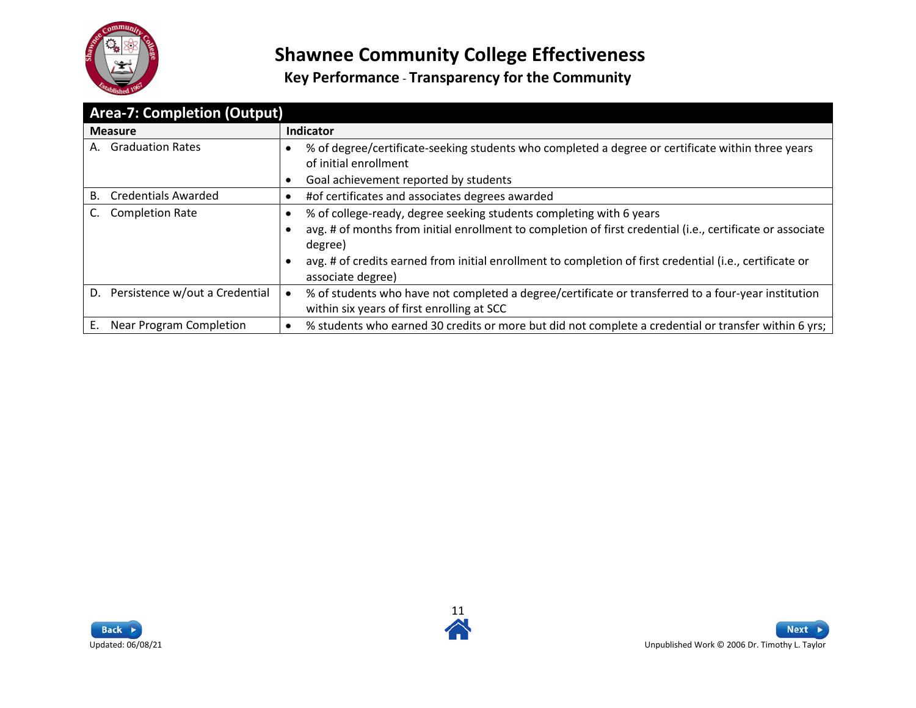# Shawnee Community College Effectiveness

## Key Performance - Transparency for the Community

| Area-7: Completion (Output) | |
|---|---|
| **Measure** | **Indicator** |
| A. Graduation Rates | • % of degree/certificate-seeking students who completed a degree or certificate within three years of initial enrollment<br>• Goal achievement reported by students |
| B. Credentials Awarded | • #of certificates and associates degrees awarded |
| C. Completion Rate | • % of college-ready, degree seeking students completing with 6 years<br>• avg. # of months from initial enrollment to completion of first credential (i.e., certificate or associate degree)<br>• avg. # of credits earned from initial enrollment to completion of first credential (i.e., certificate or associate degree) |
| D. Persistence w/out a Credential | • % of students who have not completed a degree/certificate or transferred to a four-year institution within six years of first enrolling at SCC |
| E. Near Program Completion | • % students who earned 30 credits or more but did not complete a credential or transfer within 6 yrs; |

Updated: 06/08/21

Unpublished Work © 2006 Dr. Timothy L. Taylor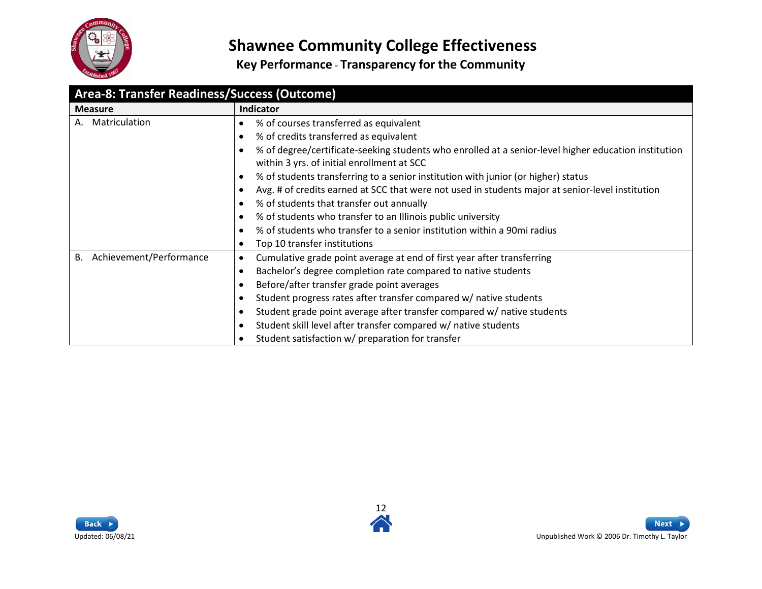# Shawnee Community College Effectiveness

## Key Performance - Transparency for the Community

| Area-8: Transfer Readiness/Success (Outcome) | |
|---|---|
| **Measure** | **Indicator** |
| A. Matriculation | • % of courses transferred as equivalent<br>• % of credits transferred as equivalent<br>• % of degree/certificate-seeking students who enrolled at a senior-level higher education institution within 3 yrs. of initial enrollment at SCC<br>• % of students transferring to a senior institution with junior (or higher) status<br>• Avg. # of credits earned at SCC that were not used in students major at senior-level institution<br>• % of students that transfer out annually<br>• % of students who transfer to an Illinois public university<br>• % of students who transfer to a senior institution within a 90mi radius<br>• Top 10 transfer institutions |
| B. Achievement/Performance | • Cumulative grade point average at end of first year after transferring<br>• Bachelor's degree completion rate compared to native students<br>• Before/after transfer grade point averages<br>• Student progress rates after transfer compared w/ native students<br>• Student grade point average after transfer compared w/ native students<br>• Student skill level after transfer compared w/ native students<br>• Student satisfaction w/ preparation for transfer |

Updated: 06/08/21

Unpublished Work © 2006 Dr. Timothy L. Taylor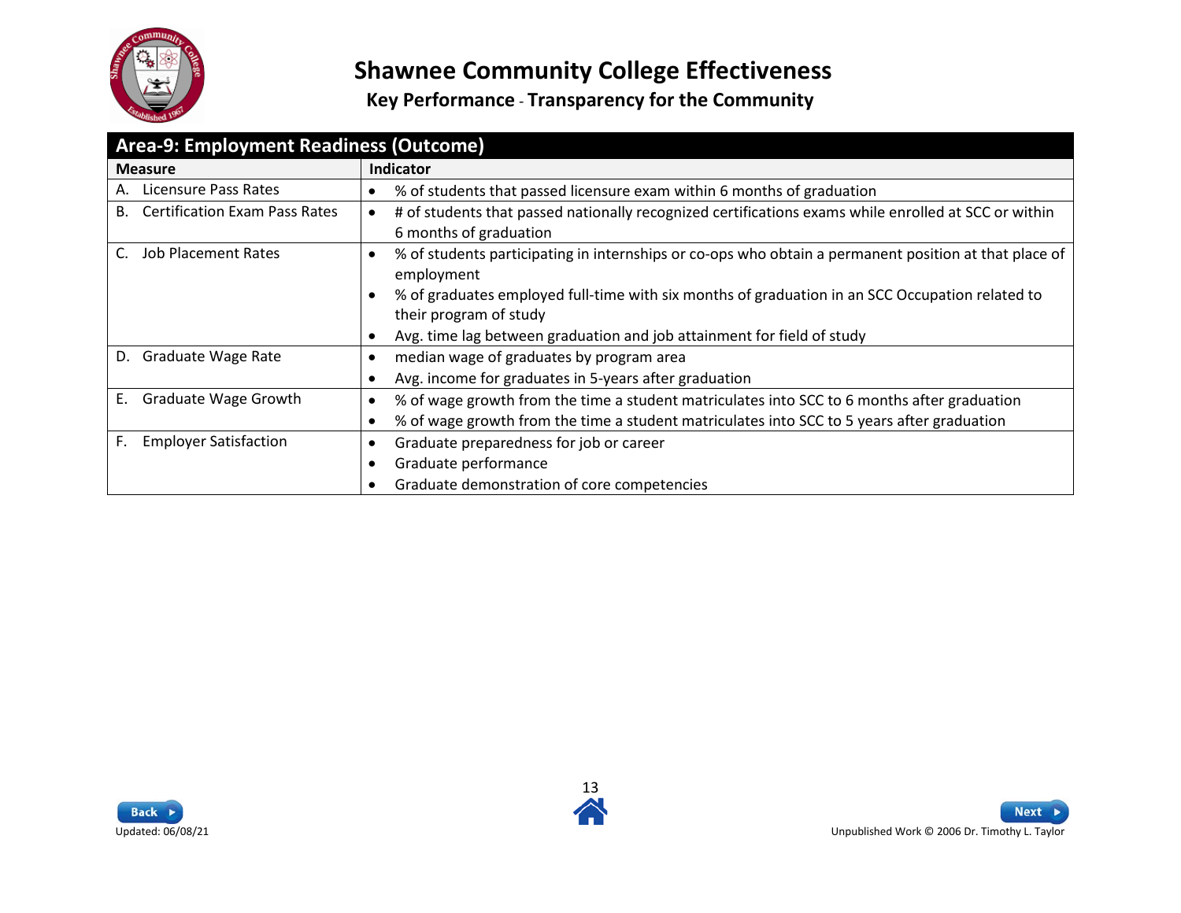# Shawnee Community College Effectiveness

**Key Performance - Transparency for the Community**

| Area-9: Employment Readiness (Outcome) | |
|---|---|
| **Measure** | **Indicator** |
| A. Licensure Pass Rates | • % of students that passed licensure exam within 6 months of graduation |
| B. Certification Exam Pass Rates | • # of students that passed nationally recognized certifications exams while enrolled at SCC or within 6 months of graduation |
| C. Job Placement Rates | • % of students participating in internships or co-ops who obtain a permanent position at that place of employment<br>• % of graduates employed full-time with six months of graduation in an SCC Occupation related to their program of study<br>• Avg. time lag between graduation and job attainment for field of study |
| D. Graduate Wage Rate | • median wage of graduates by program area<br>• Avg. income for graduates in 5-years after graduation |
| E. Graduate Wage Growth | • % of wage growth from the time a student matriculates into SCC to 6 months after graduation<br>• % of wage growth from the time a student matriculates into SCC to 5 years after graduation |
| F. Employer Satisfaction | • Graduate preparedness for job or career<br>• Graduate performance<br>• Graduate demonstration of core competencies |

Updated: 06/08/21

Unpublished Work © 2006 Dr. Timothy L. Taylor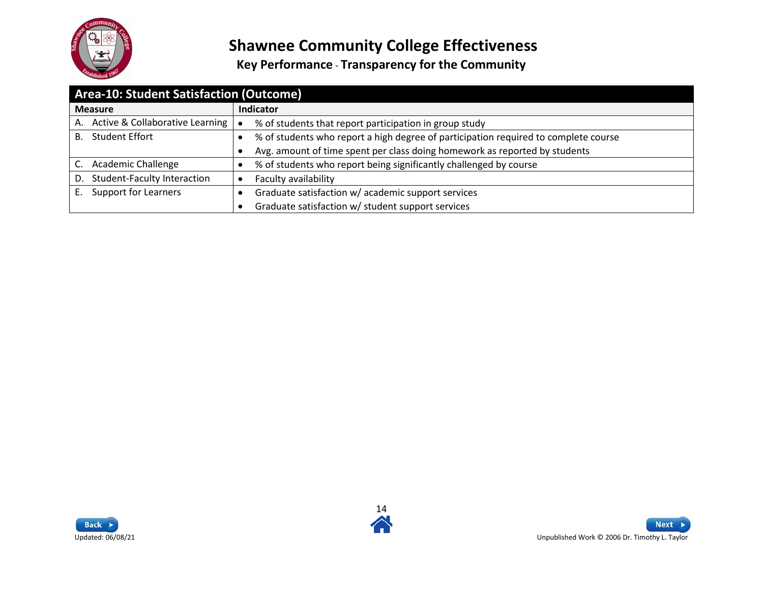# Shawnee Community College Effectiveness

## Key Performance - Transparency for the Community

| Area-10: Student Satisfaction (Outcome) | |
|---|---|
| **Measure** | **Indicator** |
| A. Active & Collaborative Learning | • % of students that report participation in group study |
| B. Student Effort | • % of students who report a high degree of participation required to complete course<br>• Avg. amount of time spent per class doing homework as reported by students |
| C. Academic Challenge | • % of students who report being significantly challenged by course |
| D. Student-Faculty Interaction | • Faculty availability |
| E. Support for Learners | • Graduate satisfaction w/ academic support services<br>• Graduate satisfaction w/ student support services |

Updated: 06/08/21

Unpublished Work © 2006 Dr. Timothy L. Taylor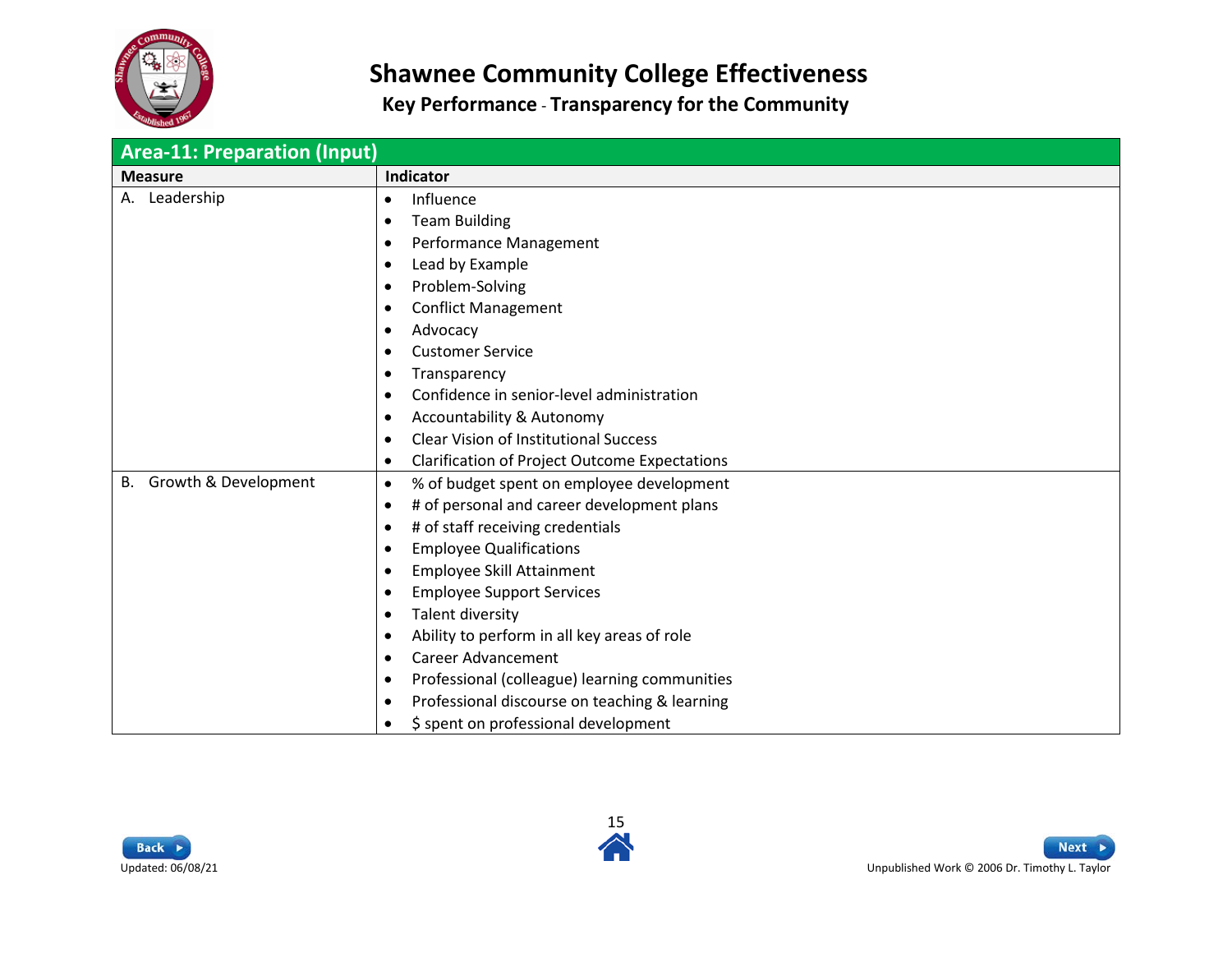# Shawnee Community College Effectiveness

## Key Performance - Transparency for the Community

| Area-11: Preparation (Input) | |
|---|---|
| **Measure** | **Indicator** |
| A. Leadership | • Influence<br>• Team Building<br>• Performance Management<br>• Lead by Example<br>• Problem-Solving<br>• Conflict Management<br>• Advocacy<br>• Customer Service<br>• Transparency<br>• Confidence in senior-level administration<br>• Accountability & Autonomy<br>• Clear Vision of Institutional Success<br>• Clarification of Project Outcome Expectations |
| B. Growth & Development | • % of budget spent on employee development<br>• # of personal and career development plans<br>• # of staff receiving credentials<br>• Employee Qualifications<br>• Employee Skill Attainment<br>• Employee Support Services<br>• Talent diversity<br>• Ability to perform in all key areas of role<br>• Career Advancement<br>• Professional (colleague) learning communities<br>• Professional discourse on teaching & learning<br>• $ spent on professional development |

Updated: 06/08/21

Unpublished Work © 2006 Dr. Timothy L. Taylor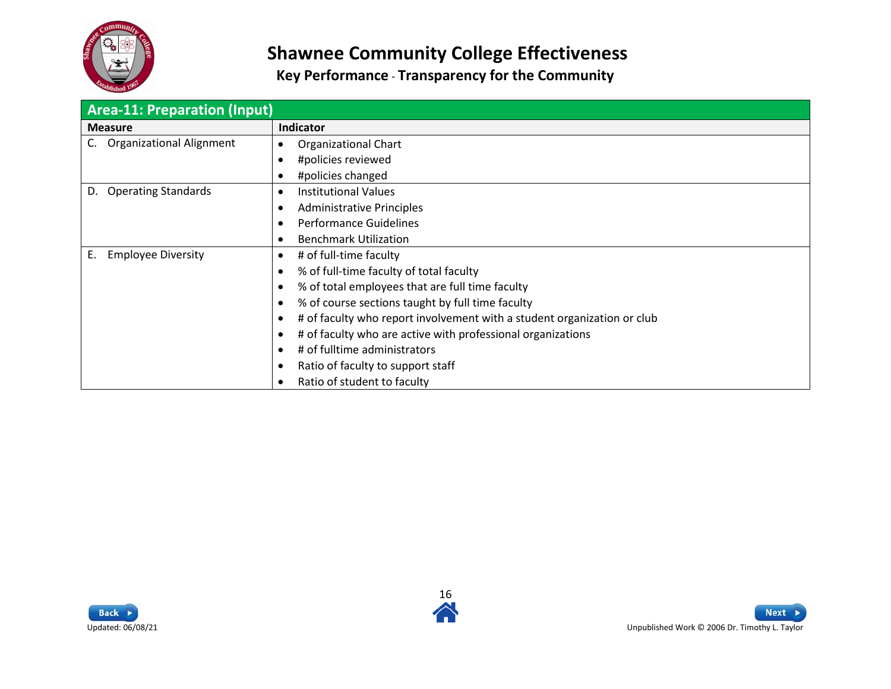# Shawnee Community College Effectiveness

## Key Performance - Transparency for the Community

| Area-11: Preparation (Input) | |
|---|---|
| **Measure** | **Indicator** |
| C. Organizational Alignment | • Organizational Chart<br>• #policies reviewed<br>• #policies changed |
| D. Operating Standards | • Institutional Values<br>• Administrative Principles<br>• Performance Guidelines<br>• Benchmark Utilization |
| E. Employee Diversity | • # of full-time faculty<br>• % of full-time faculty of total faculty<br>• % of total employees that are full time faculty<br>• % of course sections taught by full time faculty<br>• # of faculty who report involvement with a student organization or club<br>• # of faculty who are active with professional organizations<br>• # of fulltime administrators<br>• Ratio of faculty to support staff<br>• Ratio of student to faculty |

Updated: 06/08/21

Unpublished Work © 2006 Dr. Timothy L. Taylor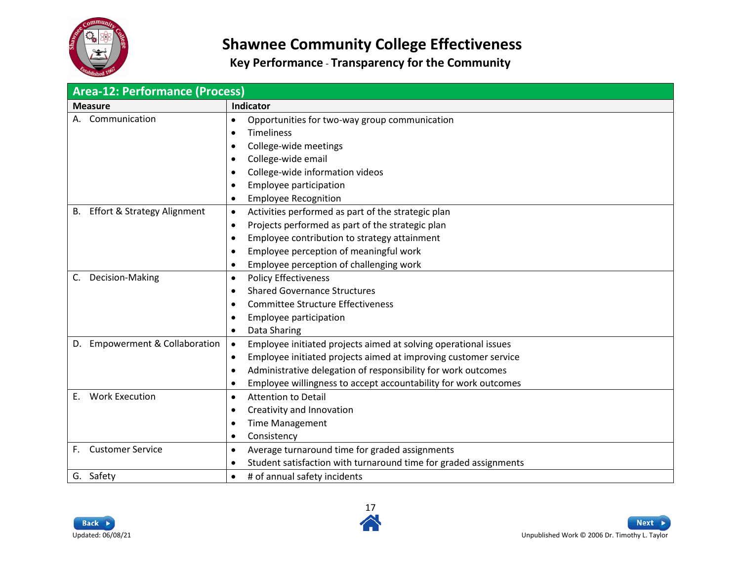# Shawnee Community College Effectiveness

## Key Performance - Transparency for the Community

### Area-12: Performance (Process)

| Measure | Indicator |
|---|---|
| A. Communication | • Opportunities for two-way group communication<br>• Timeliness<br>• College-wide meetings<br>• College-wide email<br>• College-wide information videos<br>• Employee participation<br>• Employee Recognition |
| B. Effort & Strategy Alignment | • Activities performed as part of the strategic plan<br>• Projects performed as part of the strategic plan<br>• Employee contribution to strategy attainment<br>• Employee perception of meaningful work<br>• Employee perception of challenging work |
| C. Decision-Making | • Policy Effectiveness<br>• Shared Governance Structures<br>• Committee Structure Effectiveness<br>• Employee participation<br>• Data Sharing |
| D. Empowerment & Collaboration | • Employee initiated projects aimed at solving operational issues<br>• Employee initiated projects aimed at improving customer service<br>• Administrative delegation of responsibility for work outcomes<br>• Employee willingness to accept accountability for work outcomes |
| E. Work Execution | • Attention to Detail<br>• Creativity and Innovation<br>• Time Management<br>• Consistency |
| F. Customer Service | • Average turnaround time for graded assignments<br>• Student satisfaction with turnaround time for graded assignments |
| G. Safety | • # of annual safety incidents |

Updated: 06/08/21

Unpublished Work © 2006 Dr. Timothy L. Taylor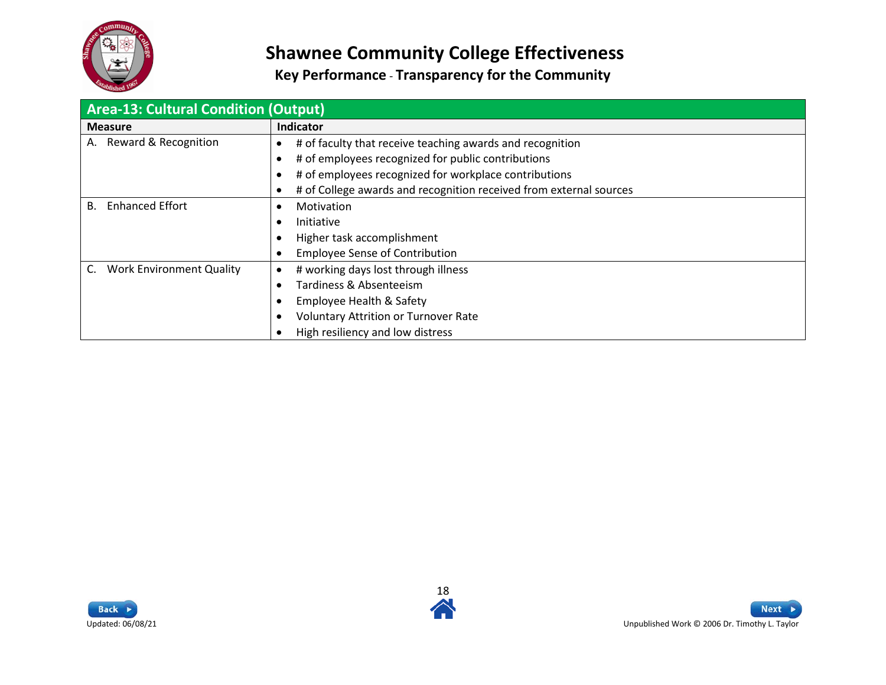# Shawnee Community College Effectiveness

## Key Performance - Transparency for the Community

| Area-13: Cultural Condition (Output) | |
|---|---|
| **Measure** | **Indicator** |
| A. Reward & Recognition | • # of faculty that receive teaching awards and recognition<br>• # of employees recognized for public contributions<br>• # of employees recognized for workplace contributions<br>• # of College awards and recognition received from external sources |
| B. Enhanced Effort | • Motivation<br>• Initiative<br>• Higher task accomplishment<br>• Employee Sense of Contribution |
| C. Work Environment Quality | • # working days lost through illness<br>• Tardiness & Absenteeism<br>• Employee Health & Safety<br>• Voluntary Attrition or Turnover Rate<br>• High resiliency and low distress |

Updated: 06/08/21

Unpublished Work © 2006 Dr. Timothy L. Taylor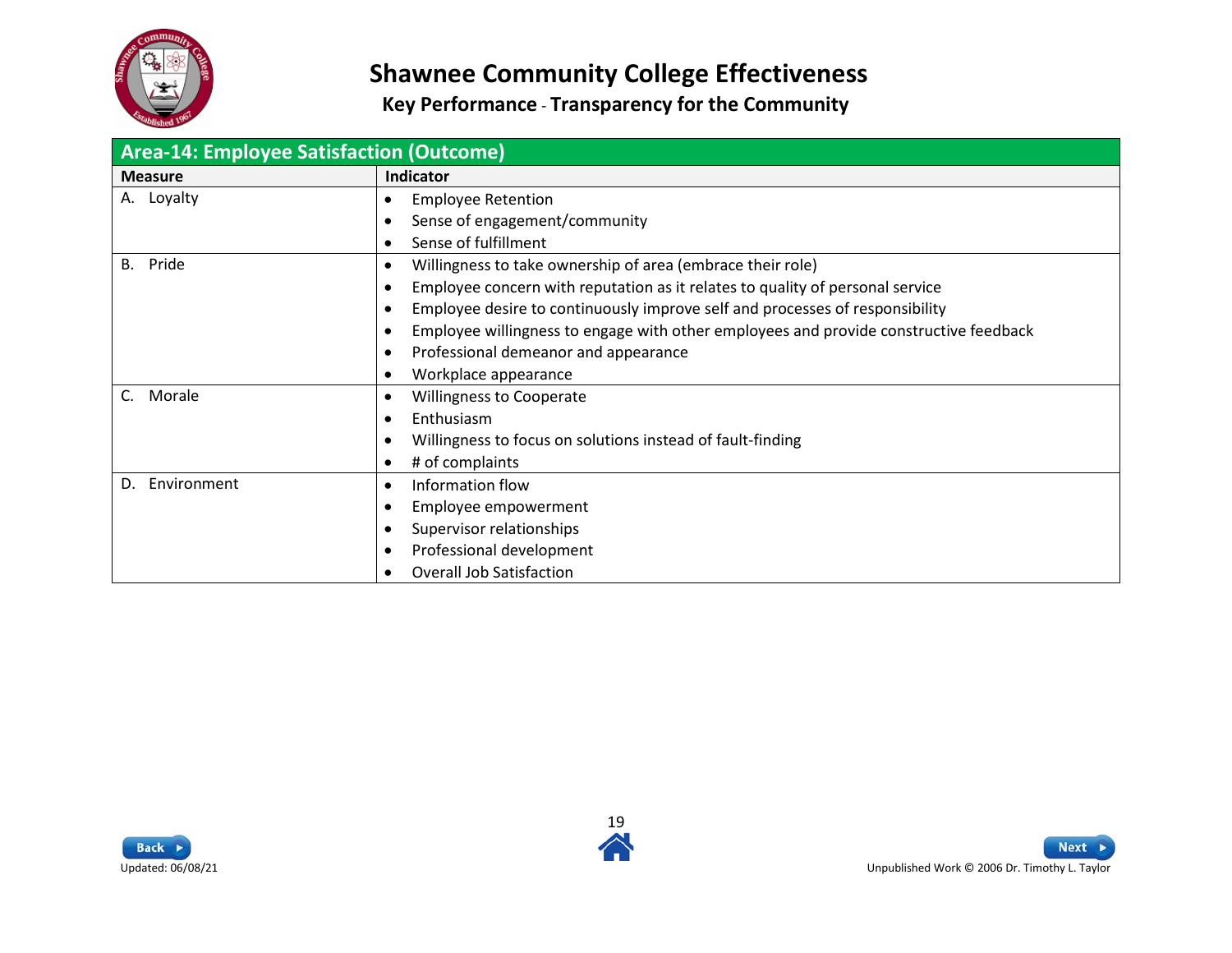# Shawnee Community College Effectiveness

## Key Performance - Transparency for the Community

| Area-14: Employee Satisfaction (Outcome) | |
|---|---|
| **Measure** | **Indicator** |
| A. Loyalty | • Employee Retention<br>• Sense of engagement/community<br>• Sense of fulfillment |
| B. Pride | • Willingness to take ownership of area (embrace their role)<br>• Employee concern with reputation as it relates to quality of personal service<br>• Employee desire to continuously improve self and processes of responsibility<br>• Employee willingness to engage with other employees and provide constructive feedback<br>• Professional demeanor and appearance<br>• Workplace appearance |
| C. Morale | • Willingness to Cooperate<br>• Enthusiasm<br>• Willingness to focus on solutions instead of fault-finding<br>• # of complaints |
| D. Environment | • Information flow<br>• Employee empowerment<br>• Supervisor relationships<br>• Professional development<br>• Overall Job Satisfaction |

Updated: 06/08/21

Unpublished Work © 2006 Dr. Timothy L. Taylor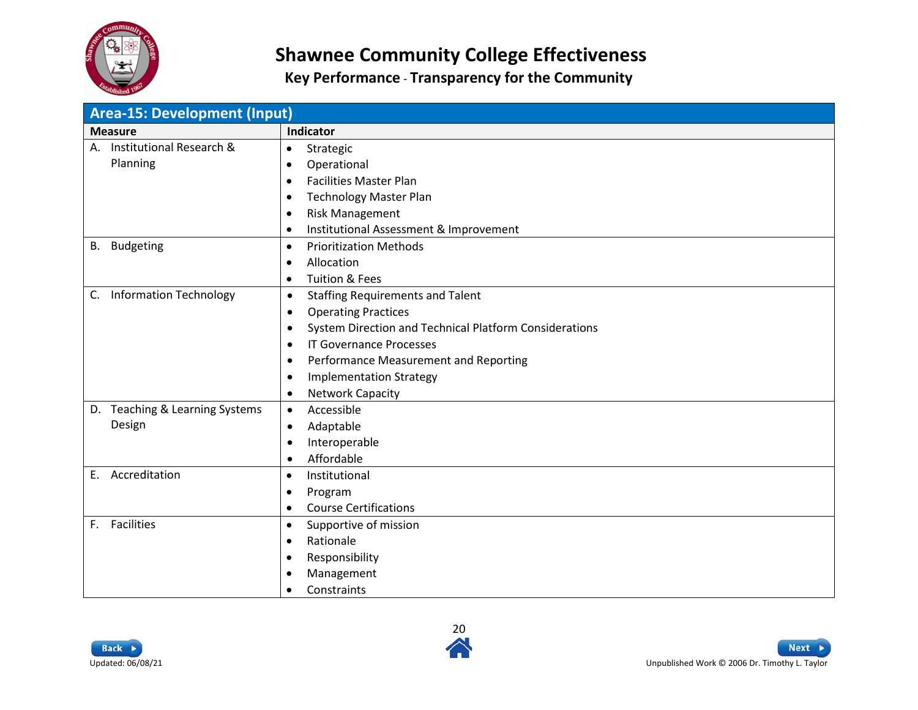# Shawnee Community College Effectiveness

## Key Performance - Transparency for the Community

| Area-15: Development (Input) | |
|---|---|
| **Measure** | **Indicator** |
| A. Institutional Research & Planning | • Strategic<br>• Operational<br>• Facilities Master Plan<br>• Technology Master Plan<br>• Risk Management<br>• Institutional Assessment & Improvement |
| B. Budgeting | • Prioritization Methods<br>• Allocation<br>• Tuition & Fees |
| C. Information Technology | • Staffing Requirements and Talent<br>• Operating Practices<br>• System Direction and Technical Platform Considerations<br>• IT Governance Processes<br>• Performance Measurement and Reporting<br>• Implementation Strategy<br>• Network Capacity |
| D. Teaching & Learning Systems Design | • Accessible<br>• Adaptable<br>• Interoperable<br>• Affordable |
| E. Accreditation | • Institutional<br>• Program<br>• Course Certifications |
| F. Facilities | • Supportive of mission<br>• Rationale<br>• Responsibility<br>• Management<br>• Constraints |

Updated: 06/08/21

Unpublished Work © 2006 Dr. Timothy L. Taylor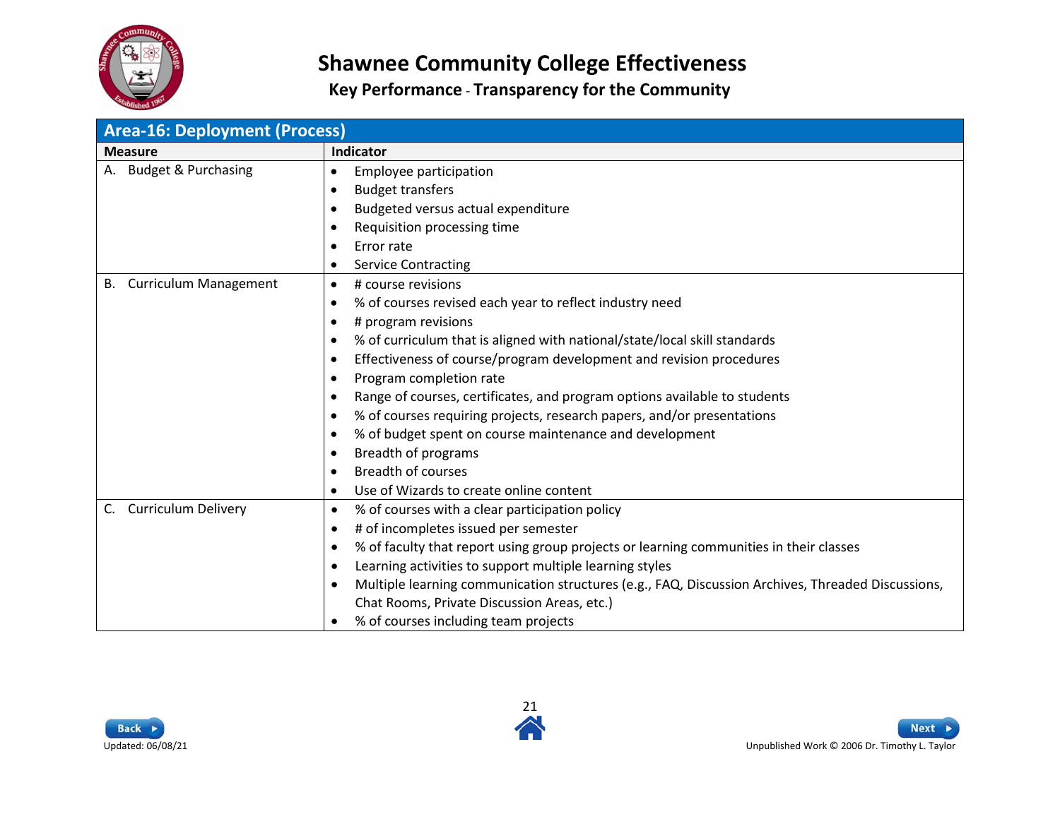# Shawnee Community College Effectiveness

## Key Performance - Transparency for the Community

| Area-16: Deployment (Process) | |
|---|---|
| **Measure** | **Indicator** |
| A. Budget & Purchasing | • Employee participation<br>• Budget transfers<br>• Budgeted versus actual expenditure<br>• Requisition processing time<br>• Error rate<br>• Service Contracting |
| B. Curriculum Management | • # course revisions<br>• % of courses revised each year to reflect industry need<br>• # program revisions<br>• % of curriculum that is aligned with national/state/local skill standards<br>• Effectiveness of course/program development and revision procedures<br>• Program completion rate<br>• Range of courses, certificates, and program options available to students<br>• % of courses requiring projects, research papers, and/or presentations<br>• % of budget spent on course maintenance and development<br>• Breadth of programs<br>• Breadth of courses<br>• Use of Wizards to create online content |
| C. Curriculum Delivery | • % of courses with a clear participation policy<br>• # of incompletes issued per semester<br>• % of faculty that report using group projects or learning communities in their classes<br>• Learning activities to support multiple learning styles<br>• Multiple learning communication structures (e.g., FAQ, Discussion Archives, Threaded Discussions, Chat Rooms, Private Discussion Areas, etc.)<br>• % of courses including team projects |

Updated: 06/08/21

Unpublished Work © 2006 Dr. Timothy L. Taylor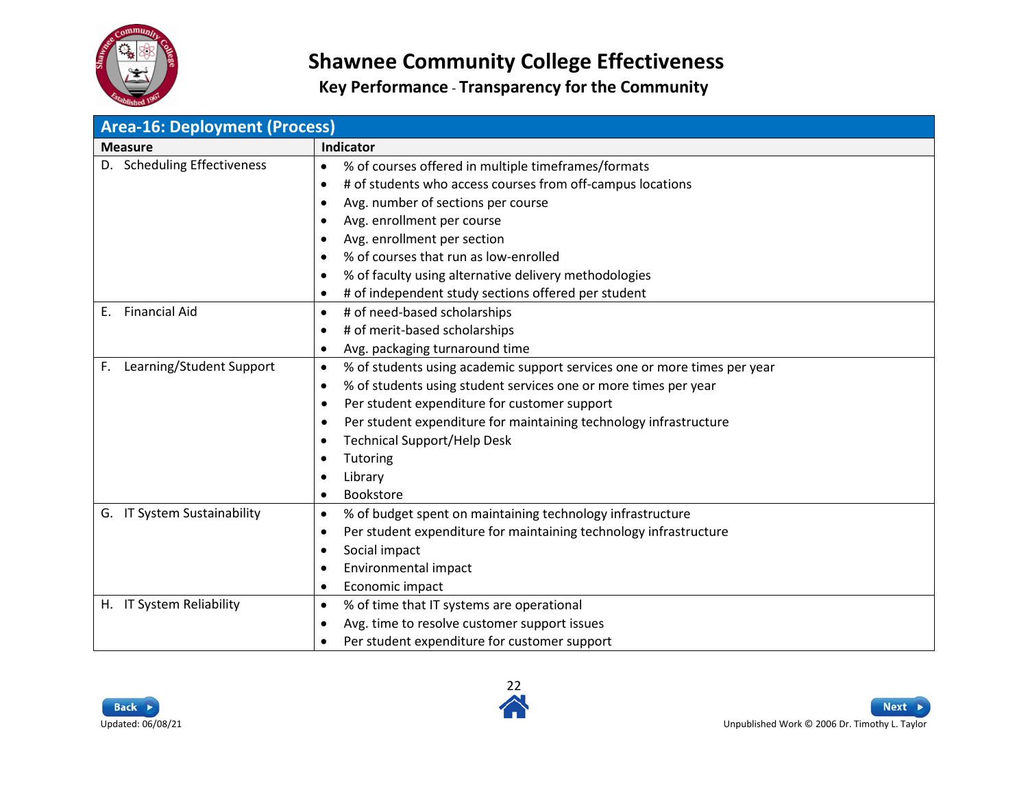# Shawnee Community College Effectiveness

## Key Performance - Transparency for the Community

| Area-16: Deployment (Process) | |
|---|---|
| **Measure** | **Indicator** |
| D. Scheduling Effectiveness | • % of courses offered in multiple timeframes/formats<br>• # of students who access courses from off-campus locations<br>• Avg. number of sections per course<br>• Avg. enrollment per course<br>• Avg. enrollment per section<br>• % of courses that run as low-enrolled<br>• % of faculty using alternative delivery methodologies<br>• # of independent study sections offered per student |
| E. Financial Aid | • # of need-based scholarships<br>• # of merit-based scholarships<br>• Avg. packaging turnaround time |
| F. Learning/Student Support | • % of students using academic support services one or more times per year<br>• % of students using student services one or more times per year<br>• Per student expenditure for customer support<br>• Per student expenditure for maintaining technology infrastructure<br>• Technical Support/Help Desk<br>• Tutoring<br>• Library<br>• Bookstore |
| G. IT System Sustainability | • % of budget spent on maintaining technology infrastructure<br>• Per student expenditure for maintaining technology infrastructure<br>• Social impact<br>• Environmental impact<br>• Economic impact |
| H. IT System Reliability | • % of time that IT systems are operational<br>• Avg. time to resolve customer support issues<br>• Per student expenditure for customer support |

Updated: 06/08/21

Unpublished Work © 2006 Dr. Timothy L. Taylor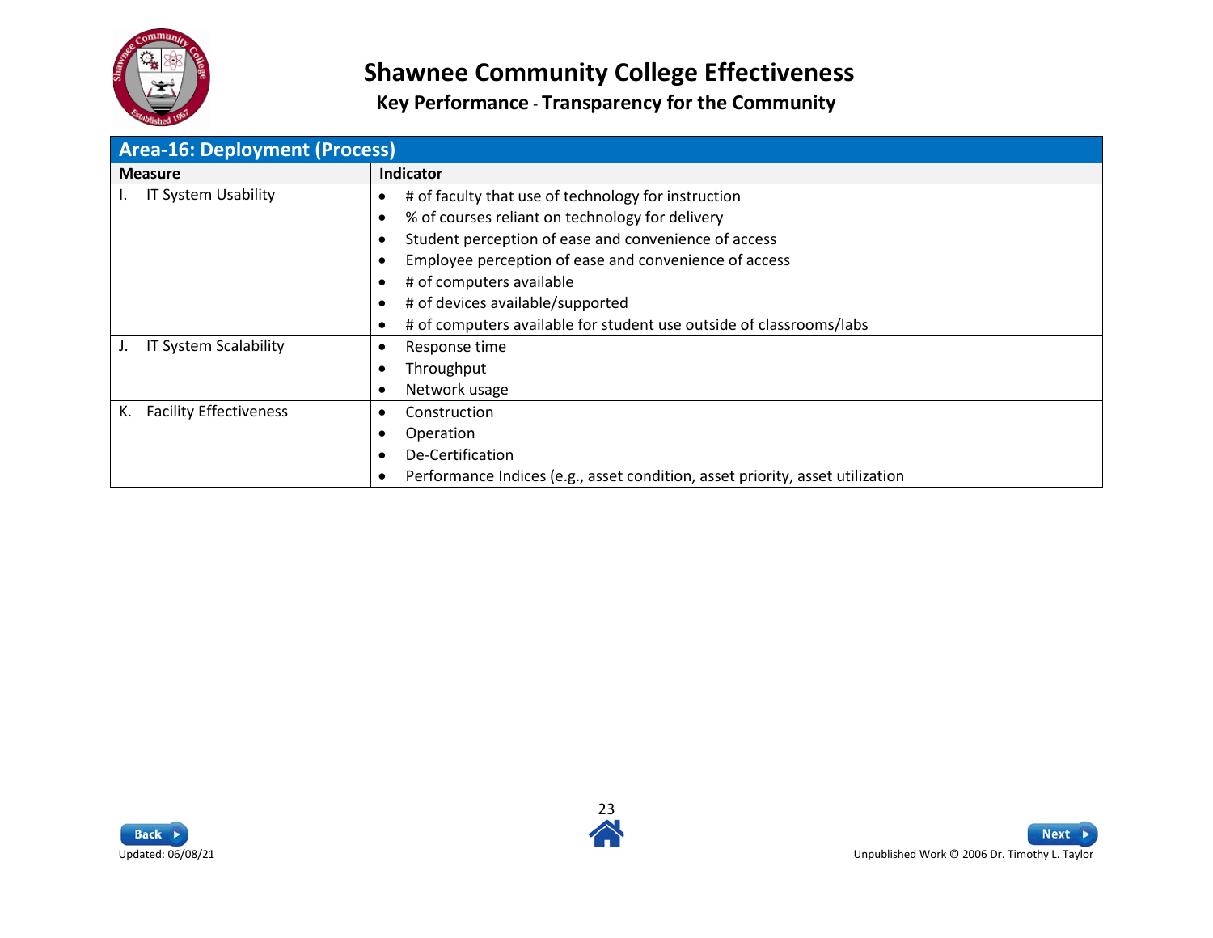# Shawnee Community College Effectiveness

## Key Performance - Transparency for the Community

| Area-16: Deployment (Process) | |
|---|---|
| **Measure** | **Indicator** |
| I. IT System Usability | • # of faculty that use of technology for instruction<br>• % of courses reliant on technology for delivery<br>• Student perception of ease and convenience of access<br>• Employee perception of ease and convenience of access<br>• # of computers available<br>• # of devices available/supported<br>• # of computers available for student use outside of classrooms/labs |
| J. IT System Scalability | • Response time<br>• Throughput<br>• Network usage |
| K. Facility Effectiveness | • Construction<br>• Operation<br>• De-Certification<br>• Performance Indices (e.g., asset condition, asset priority, asset utilization |

Updated: 06/08/21

Unpublished Work © 2006 Dr. Timothy L. Taylor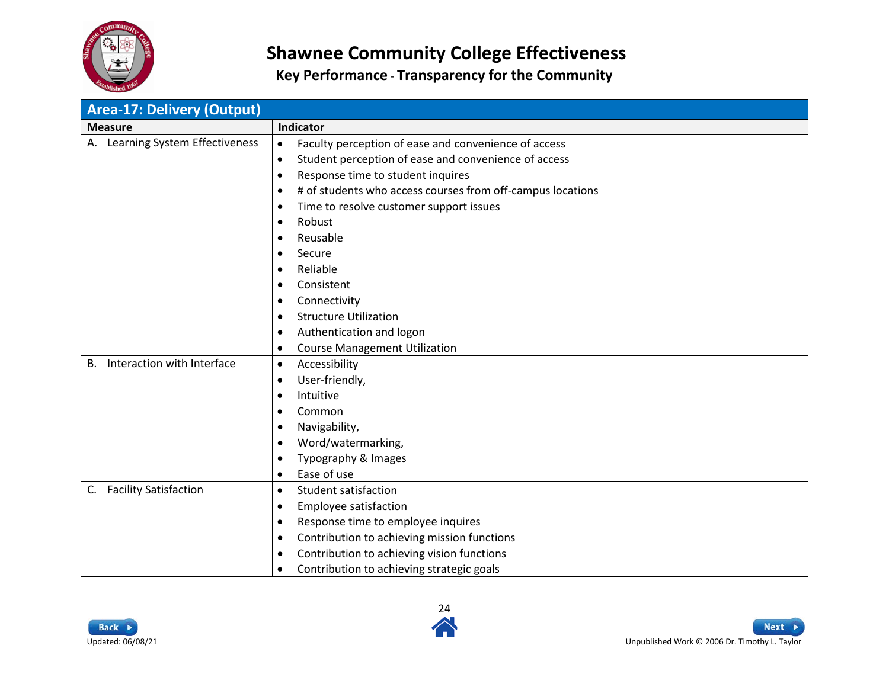# Shawnee Community College Effectiveness

## Key Performance - Transparency for the Community

| Area-17: Delivery (Output) | |
|---|---|
| **Measure** | **Indicator** |
| A. Learning System Effectiveness | • Faculty perception of ease and convenience of access<br>• Student perception of ease and convenience of access<br>• Response time to student inquires<br>• # of students who access courses from off-campus locations<br>• Time to resolve customer support issues<br>• Robust<br>• Reusable<br>• Secure<br>• Reliable<br>• Consistent<br>• Connectivity<br>• Structure Utilization<br>• Authentication and logon<br>• Course Management Utilization |
| B. Interaction with Interface | • Accessibility<br>• User-friendly,<br>• Intuitive<br>• Common<br>• Navigability,<br>• Word/watermarking,<br>• Typography & Images<br>• Ease of use |
| C. Facility Satisfaction | • Student satisfaction<br>• Employee satisfaction<br>• Response time to employee inquires<br>• Contribution to achieving mission functions<br>• Contribution to achieving vision functions<br>• Contribution to achieving strategic goals |

Updated: 06/08/21

Unpublished Work © 2006 Dr. Timothy L. Taylor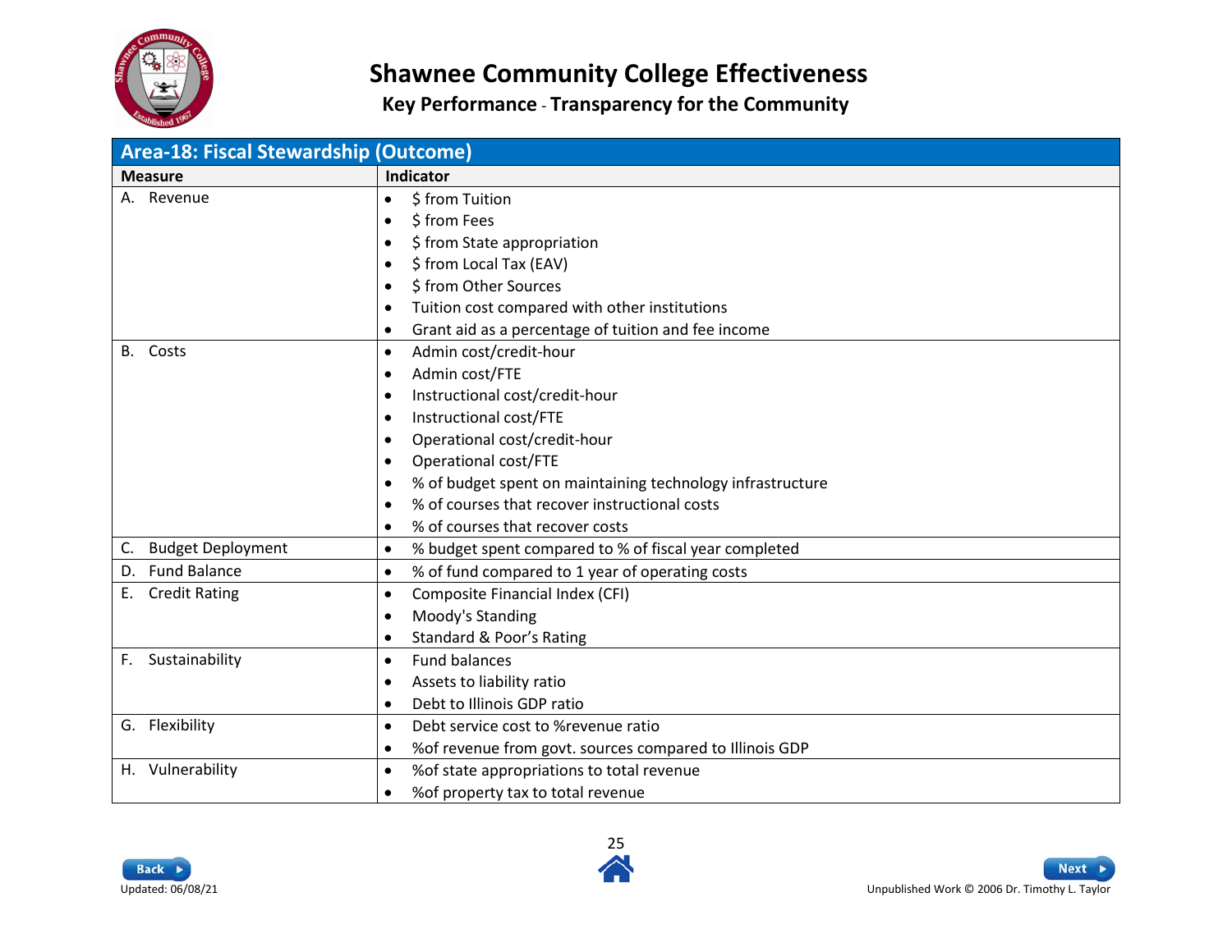# Shawnee Community College Effectiveness

**Key Performance - Transparency for the Community**

| Area-18: Fiscal Stewardship (Outcome) | |
|---|---|
| **Measure** | **Indicator** |
| A. Revenue | • $ from Tuition<br>• $ from Fees<br>• $ from State appropriation<br>• $ from Local Tax (EAV)<br>• $ from Other Sources<br>• Tuition cost compared with other institutions<br>• Grant aid as a percentage of tuition and fee income |
| B. Costs | • Admin cost/credit-hour<br>• Admin cost/FTE<br>• Instructional cost/credit-hour<br>• Instructional cost/FTE<br>• Operational cost/credit-hour<br>• Operational cost/FTE<br>• % of budget spent on maintaining technology infrastructure<br>• % of courses that recover instructional costs<br>• % of courses that recover costs |
| C. Budget Deployment | • % budget spent compared to % of fiscal year completed |
| D. Fund Balance | • % of fund compared to 1 year of operating costs |
| E. Credit Rating | • Composite Financial Index (CFI)<br>• Moody's Standing<br>• Standard & Poor's Rating |
| F. Sustainability | • Fund balances<br>• Assets to liability ratio<br>• Debt to Illinois GDP ratio |
| G. Flexibility | • Debt service cost to %revenue ratio<br>• %of revenue from govt. sources compared to Illinois GDP |
| H. Vulnerability | • %of state appropriations to total revenue<br>• %of property tax to total revenue |

Updated: 06/08/21

Unpublished Work © 2006 Dr. Timothy L. Taylor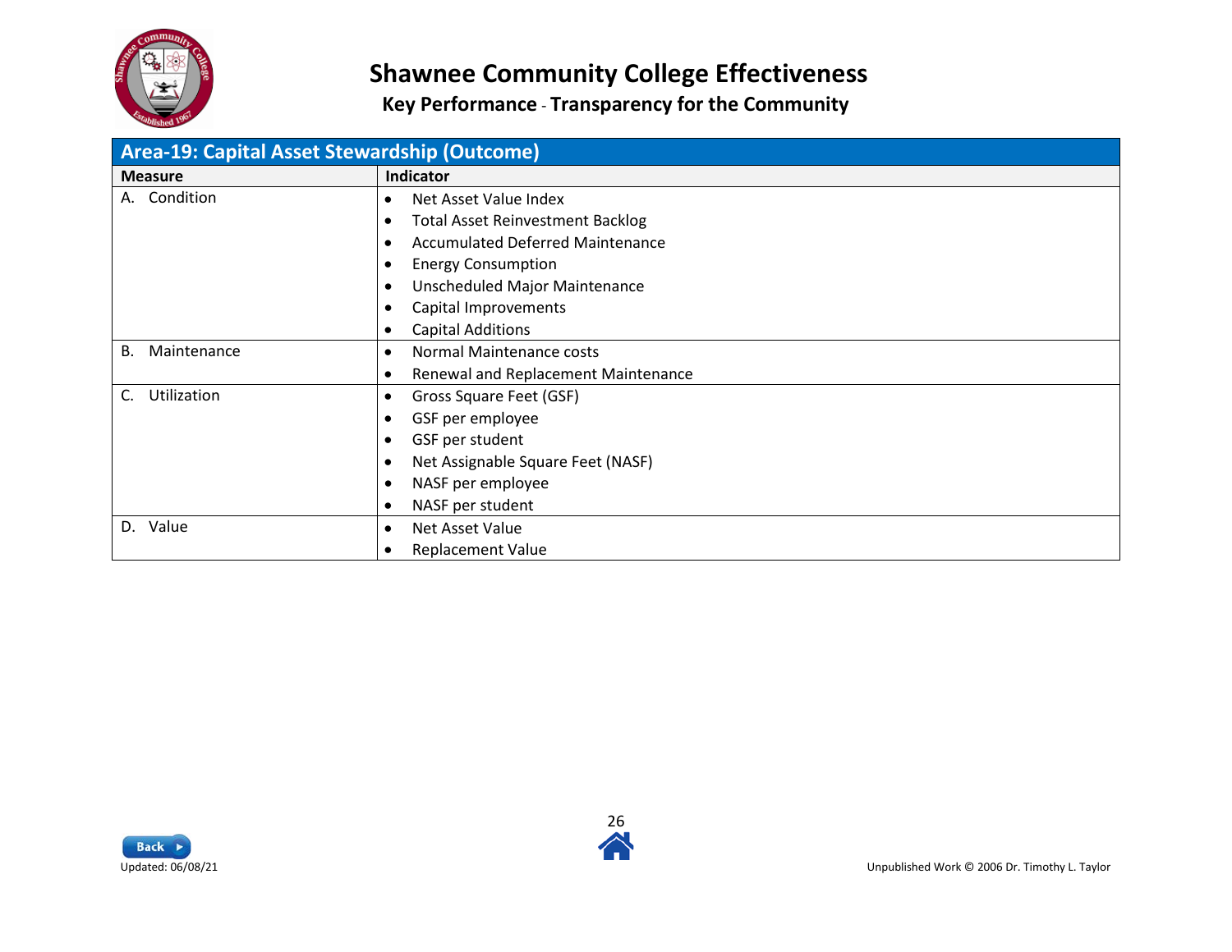# Shawnee Community College Effectiveness

**Key Performance - Transparency for the Community**

| Area-19: Capital Asset Stewardship (Outcome) | |
|---|---|
| **Measure** | **Indicator** |
| A. Condition | • Net Asset Value Index<br>• Total Asset Reinvestment Backlog<br>• Accumulated Deferred Maintenance<br>• Energy Consumption<br>• Unscheduled Major Maintenance<br>• Capital Improvements<br>• Capital Additions |
| B. Maintenance | • Normal Maintenance costs<br>• Renewal and Replacement Maintenance |
| C. Utilization | • Gross Square Feet (GSF)<br>• GSF per employee<br>• GSF per student<br>• Net Assignable Square Feet (NASF)<br>• NASF per employee<br>• NASF per student |
| D. Value | • Net Asset Value<br>• Replacement Value |

Back

Updated: 06/08/21

Unpublished Work © 2006 Dr. Timothy L. Taylor